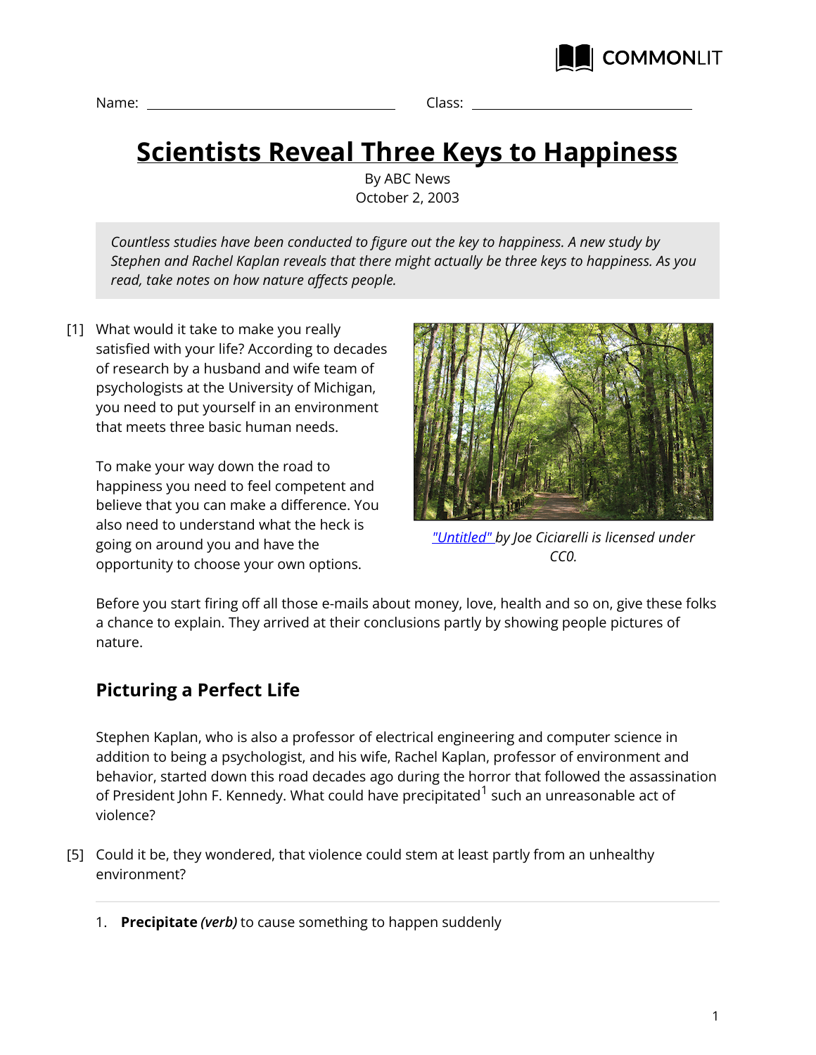Name: ______________________ Class: ______________________

# Scientists Reveal Three Keys to Happiness

By ABC News
October 2, 2003

*Countless studies have been conducted to figure out the key to happiness. A new study by Stephen and Rachel Kaplan reveals that there might actually be three keys to happiness. As you read, take notes on how nature affects people.*

[1] What would it take to make you really satisfied with your life? According to decades of research by a husband and wife team of psychologists at the University of Michigan, you need to put yourself in an environment that meets three basic human needs.

*"Untitled" by Joe Ciciarelli is licensed under CC0.*

To make your way down the road to happiness you need to feel competent and believe that you can make a difference. You also need to understand what the heck is going on around you and have the opportunity to choose your own options.

Before you start firing off all those e-mails about money, love, health and so on, give these folks a chance to explain. They arrived at their conclusions partly by showing people pictures of nature.

## Picturing a Perfect Life

Stephen Kaplan, who is also a professor of electrical engineering and computer science in addition to being a psychologist, and his wife, Rachel Kaplan, professor of environment and behavior, started down this road decades ago during the horror that followed the assassination of President John F. Kennedy. What could have precipitated[1] such an unreasonable act of violence?

[5] Could it be, they wondered, that violence could stem at least partly from an unhealthy environment?

---

1. **Precipitate** *(verb)* to cause something to happen suddenly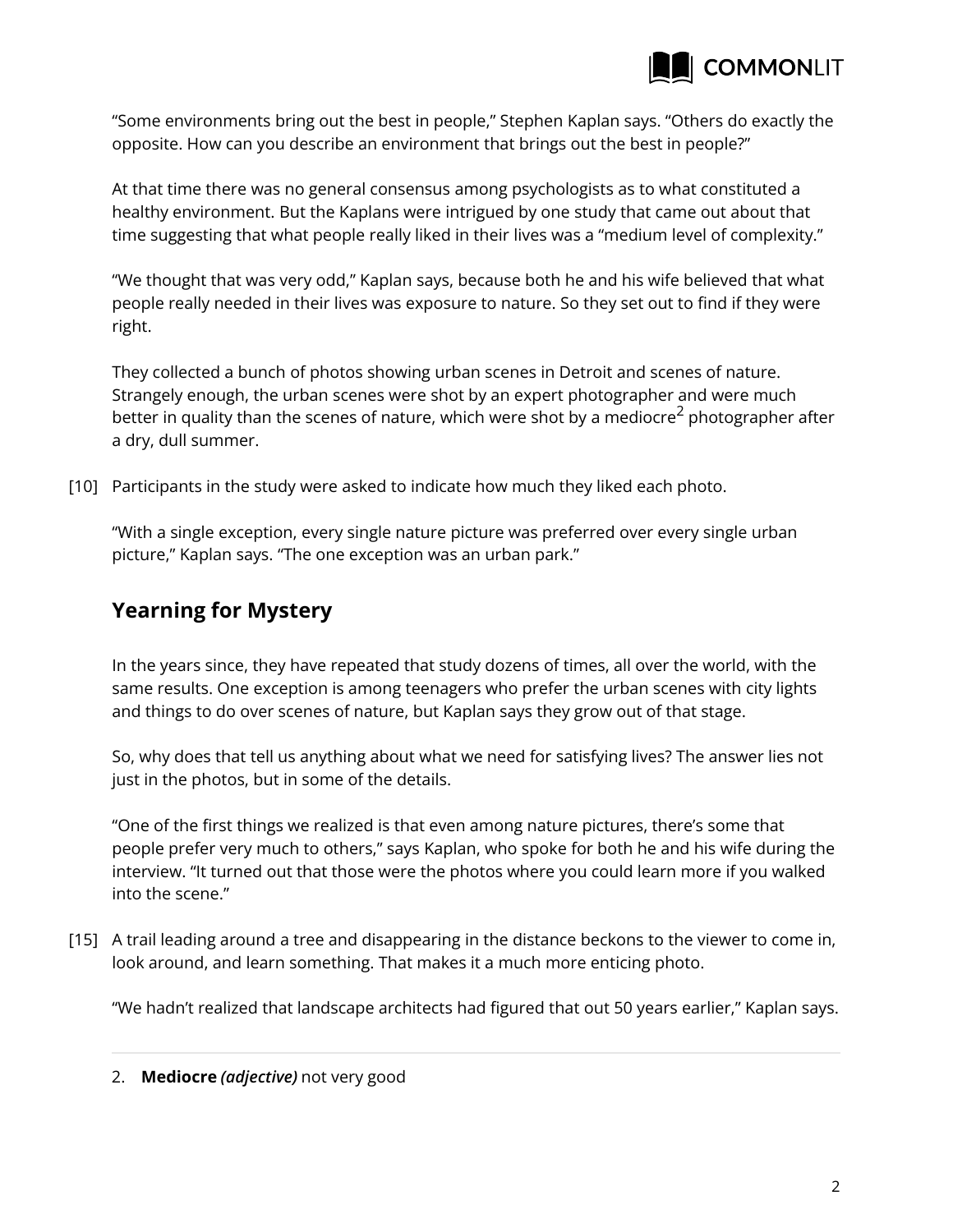"Some environments bring out the best in people," Stephen Kaplan says. "Others do exactly the opposite. How can you describe an environment that brings out the best in people?"

At that time there was no general consensus among psychologists as to what constituted a healthy environment. But the Kaplans were intrigued by one study that came out about that time suggesting that what people really liked in their lives was a "medium level of complexity."

"We thought that was very odd," Kaplan says, because both he and his wife believed that what people really needed in their lives was exposure to nature. So they set out to find if they were right.

They collected a bunch of photos showing urban scenes in Detroit and scenes of nature. Strangely enough, the urban scenes were shot by an expert photographer and were much better in quality than the scenes of nature, which were shot by a mediocre[2] photographer after a dry, dull summer.

[10] Participants in the study were asked to indicate how much they liked each photo.

"With a single exception, every single nature picture was preferred over every single urban picture," Kaplan says. "The one exception was an urban park."

## Yearning for Mystery

In the years since, they have repeated that study dozens of times, all over the world, with the same results. One exception is among teenagers who prefer the urban scenes with city lights and things to do over scenes of nature, but Kaplan says they grow out of that stage.

So, why does that tell us anything about what we need for satisfying lives? The answer lies not just in the photos, but in some of the details.

"One of the first things we realized is that even among nature pictures, there's some that people prefer very much to others," says Kaplan, who spoke for both he and his wife during the interview. "It turned out that those were the photos where you could learn more if you walked into the scene."

[15] A trail leading around a tree and disappearing in the distance beckons to the viewer to come in, look around, and learn something. That makes it a much more enticing photo.

"We hadn't realized that landscape architects had figured that out 50 years earlier," Kaplan says.

---

2. **Mediocre** *(adjective)* not very good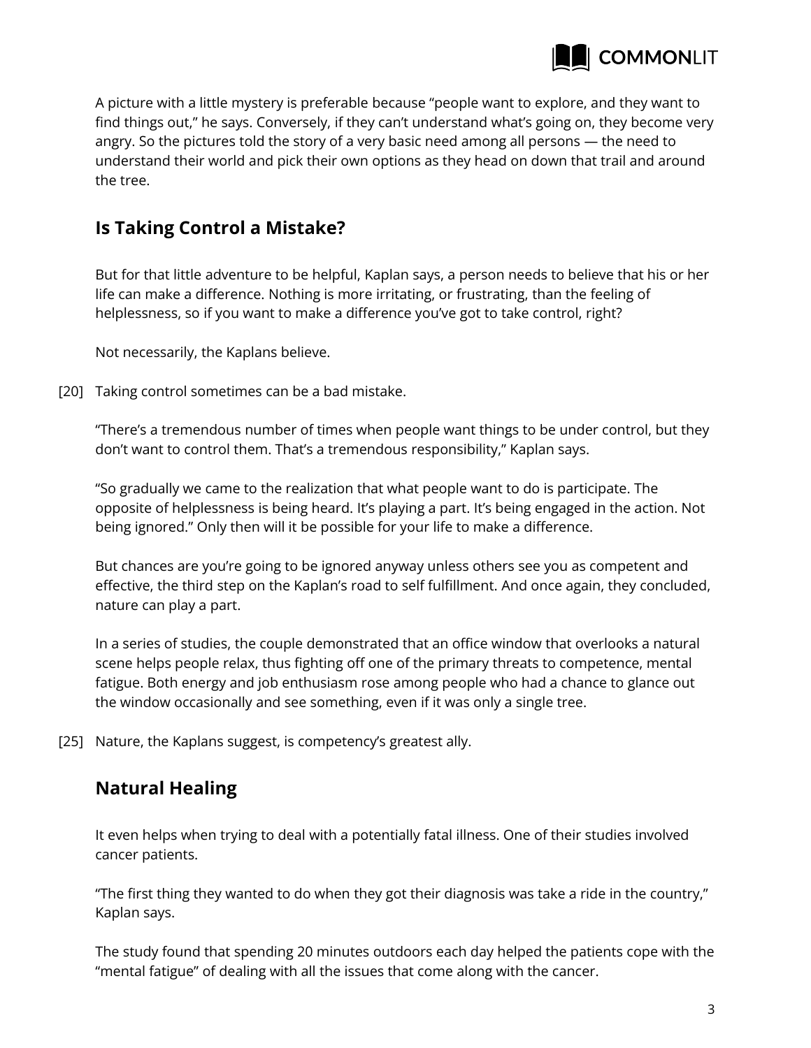A picture with a little mystery is preferable because “people want to explore, and they want to find things out,” he says. Conversely, if they can’t understand what’s going on, they become very angry. So the pictures told the story of a very basic need among all persons — the need to understand their world and pick their own options as they head on down that trail and around the tree.

## Is Taking Control a Mistake?

But for that little adventure to be helpful, Kaplan says, a person needs to believe that his or her life can make a difference. Nothing is more irritating, or frustrating, than the feeling of helplessness, so if you want to make a difference you’ve got to take control, right?

Not necessarily, the Kaplans believe.

[20] Taking control sometimes can be a bad mistake.

“There’s a tremendous number of times when people want things to be under control, but they don’t want to control them. That’s a tremendous responsibility,” Kaplan says.

“So gradually we came to the realization that what people want to do is participate. The opposite of helplessness is being heard. It’s playing a part. It’s being engaged in the action. Not being ignored.” Only then will it be possible for your life to make a difference.

But chances are you’re going to be ignored anyway unless others see you as competent and effective, the third step on the Kaplan’s road to self fulfillment. And once again, they concluded, nature can play a part.

In a series of studies, the couple demonstrated that an office window that overlooks a natural scene helps people relax, thus fighting off one of the primary threats to competence, mental fatigue. Both energy and job enthusiasm rose among people who had a chance to glance out the window occasionally and see something, even if it was only a single tree.

[25] Nature, the Kaplans suggest, is competency’s greatest ally.

## Natural Healing

It even helps when trying to deal with a potentially fatal illness. One of their studies involved cancer patients.

“The first thing they wanted to do when they got their diagnosis was take a ride in the country,” Kaplan says.

The study found that spending 20 minutes outdoors each day helped the patients cope with the “mental fatigue” of dealing with all the issues that come along with the cancer.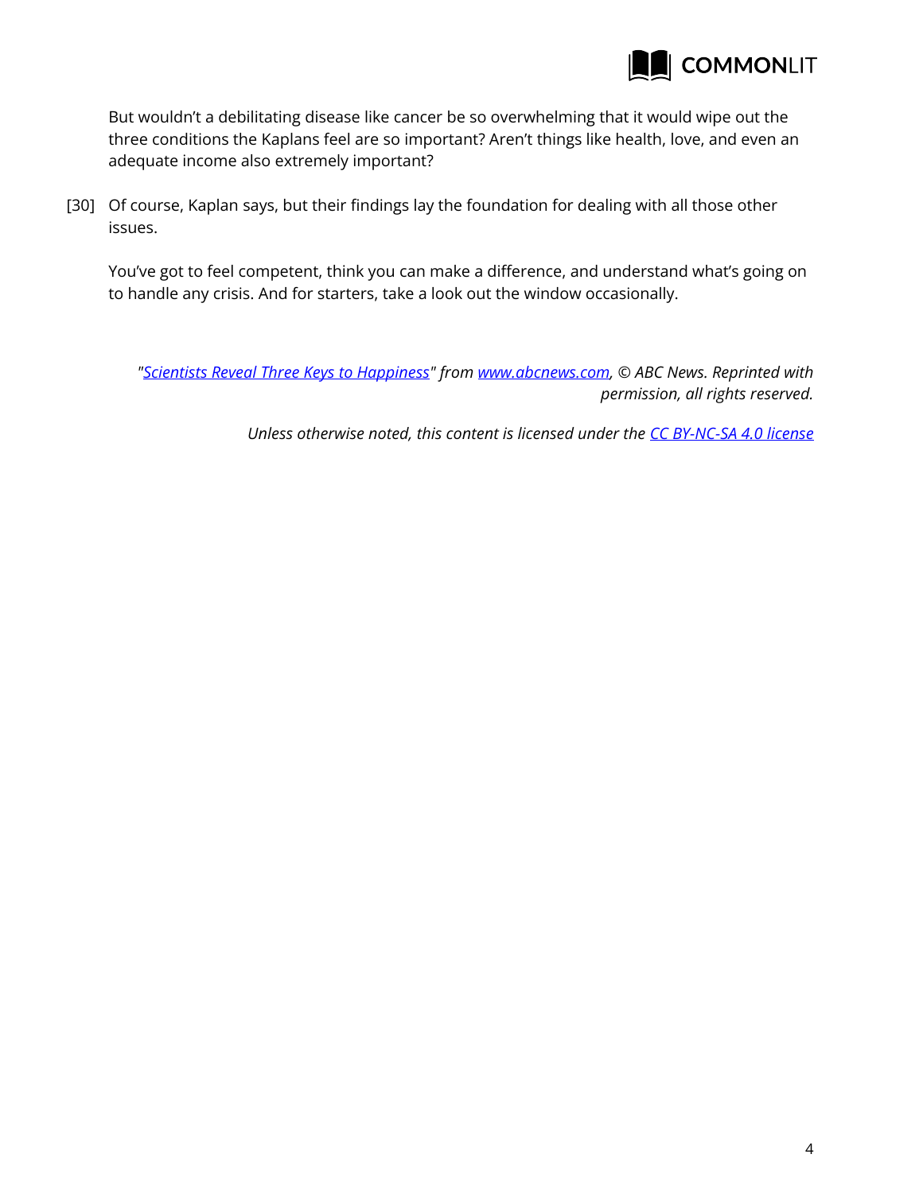But wouldn't a debilitating disease like cancer be so overwhelming that it would wipe out the three conditions the Kaplans feel are so important? Aren't things like health, love, and even an adequate income also extremely important?

[30] Of course, Kaplan says, but their findings lay the foundation for dealing with all those other issues.

You've got to feel competent, think you can make a difference, and understand what's going on to handle any crisis. And for starters, take a look out the window occasionally.

*"Scientists Reveal Three Keys to Happiness" from www.abcnews.com, © ABC News. Reprinted with permission, all rights reserved.*

*Unless otherwise noted, this content is licensed under the CC BY-NC-SA 4.0 license*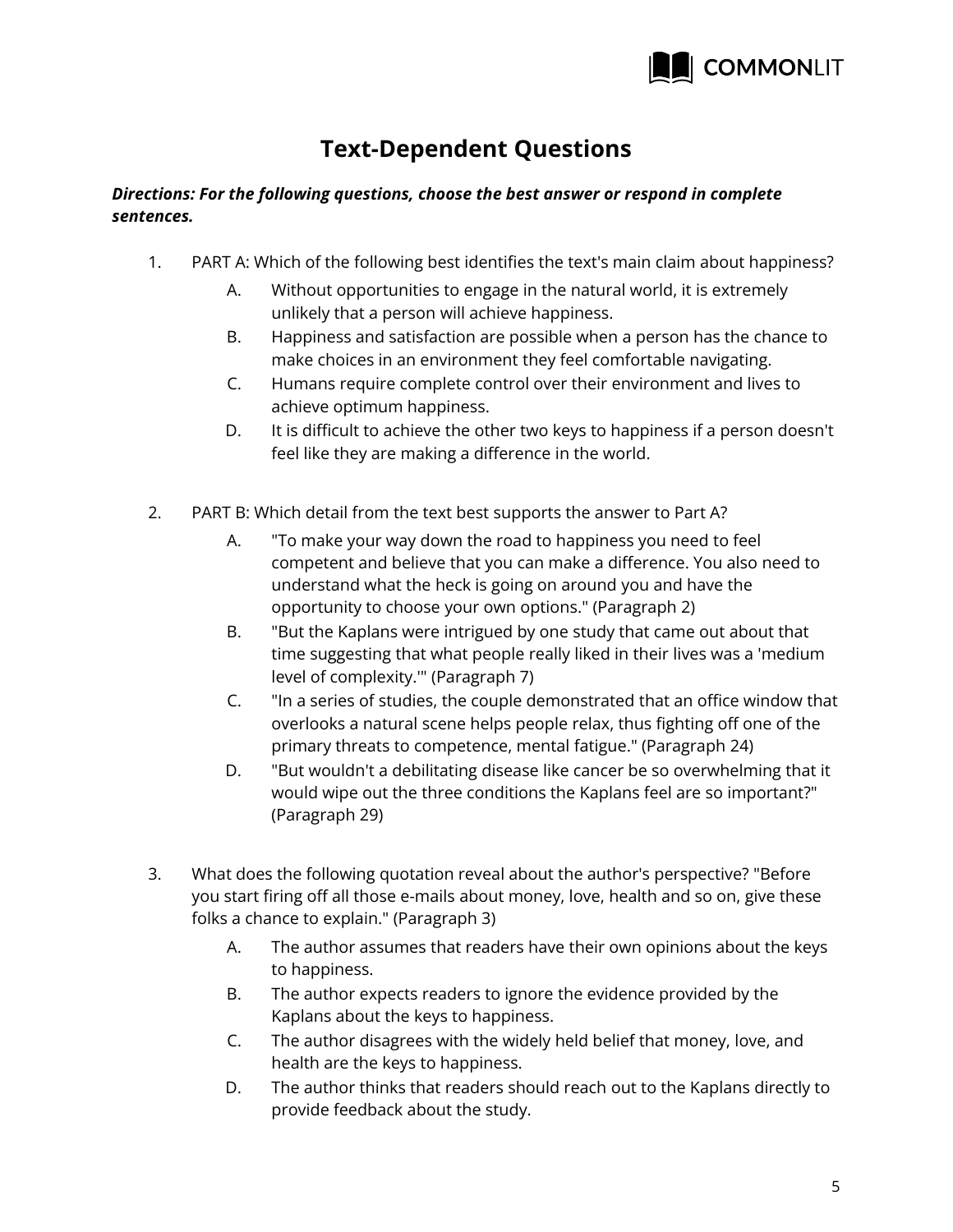# Text-Dependent Questions

***Directions: For the following questions, choose the best answer or respond in complete sentences.***

1. PART A: Which of the following best identifies the text's main claim about happiness?
   - A. Without opportunities to engage in the natural world, it is extremely unlikely that a person will achieve happiness.
   - B. Happiness and satisfaction are possible when a person has the chance to make choices in an environment they feel comfortable navigating.
   - C. Humans require complete control over their environment and lives to achieve optimum happiness.
   - D. It is difficult to achieve the other two keys to happiness if a person doesn't feel like they are making a difference in the world.

2. PART B: Which detail from the text best supports the answer to Part A?
   - A. "To make your way down the road to happiness you need to feel competent and believe that you can make a difference. You also need to understand what the heck is going on around you and have the opportunity to choose your own options." (Paragraph 2)
   - B. "But the Kaplans were intrigued by one study that came out about that time suggesting that what people really liked in their lives was a 'medium level of complexity.'" (Paragraph 7)
   - C. "In a series of studies, the couple demonstrated that an office window that overlooks a natural scene helps people relax, thus fighting off one of the primary threats to competence, mental fatigue." (Paragraph 24)
   - D. "But wouldn't a debilitating disease like cancer be so overwhelming that it would wipe out the three conditions the Kaplans feel are so important?" (Paragraph 29)

3. What does the following quotation reveal about the author's perspective? "Before you start firing off all those e-mails about money, love, health and so on, give these folks a chance to explain." (Paragraph 3)
   - A. The author assumes that readers have their own opinions about the keys to happiness.
   - B. The author expects readers to ignore the evidence provided by the Kaplans about the keys to happiness.
   - C. The author disagrees with the widely held belief that money, love, and health are the keys to happiness.
   - D. The author thinks that readers should reach out to the Kaplans directly to provide feedback about the study.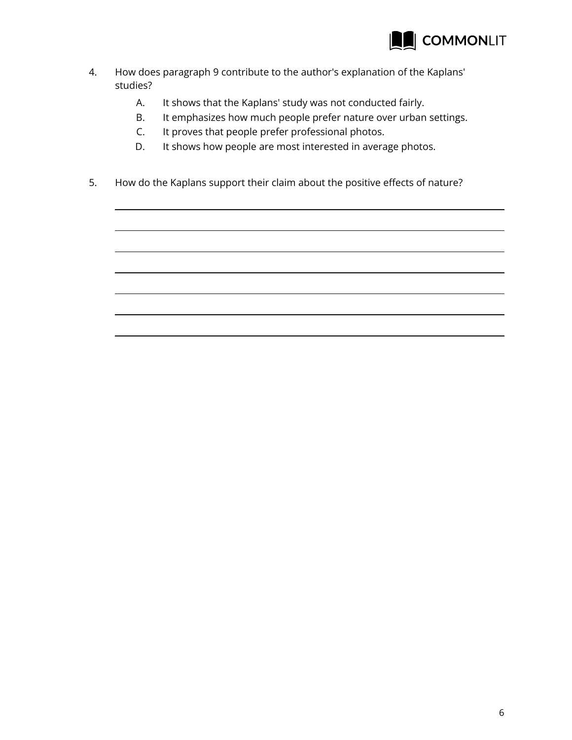4. How does paragraph 9 contribute to the author's explanation of the Kaplans' studies?
   A. It shows that the Kaplans' study was not conducted fairly.
   B. It emphasizes how much people prefer nature over urban settings.
   C. It proves that people prefer professional photos.
   D. It shows how people are most interested in average photos.

5. How do the Kaplans support their claim about the positive effects of nature?

   ______________________________________________________________________

   ______________________________________________________________________

   ______________________________________________________________________

   ______________________________________________________________________

   ______________________________________________________________________

   ______________________________________________________________________

   ______________________________________________________________________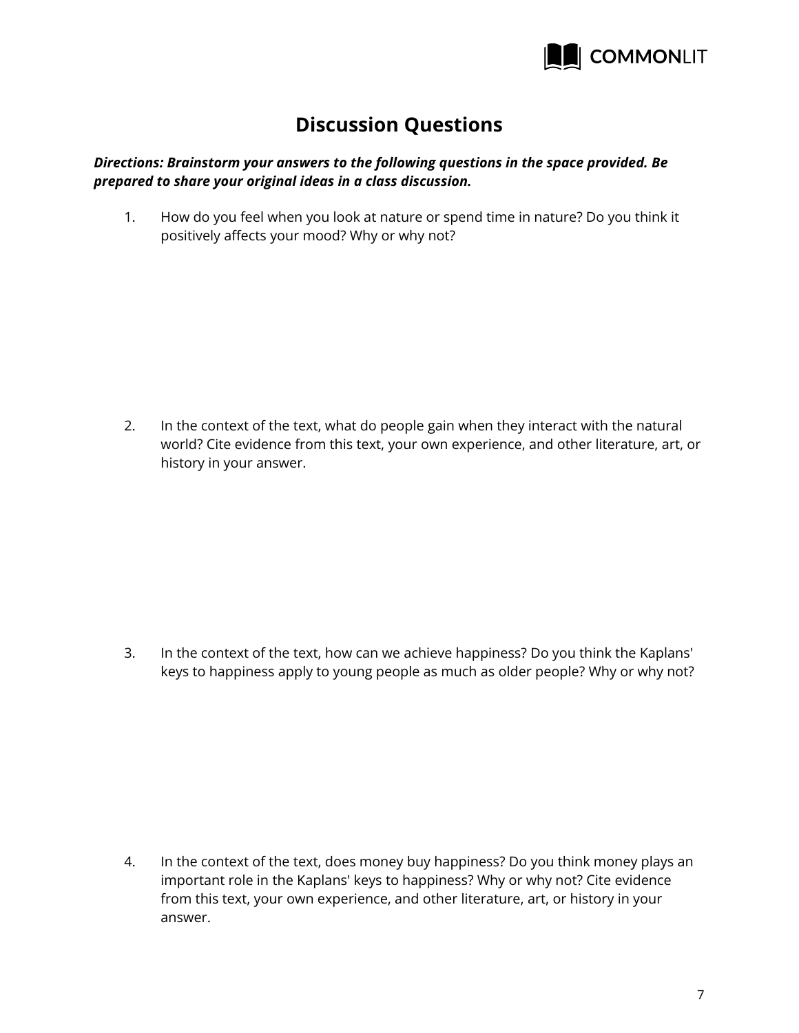## Discussion Questions

***Directions: Brainstorm your answers to the following questions in the space provided. Be prepared to share your original ideas in a class discussion.***

1. How do you feel when you look at nature or spend time in nature? Do you think it positively affects your mood? Why or why not?

2. In the context of the text, what do people gain when they interact with the natural world? Cite evidence from this text, your own experience, and other literature, art, or history in your answer.

3. In the context of the text, how can we achieve happiness? Do you think the Kaplans' keys to happiness apply to young people as much as older people? Why or why not?

4. In the context of the text, does money buy happiness? Do you think money plays an important role in the Kaplans' keys to happiness? Why or why not? Cite evidence from this text, your own experience, and other literature, art, or history in your answer.